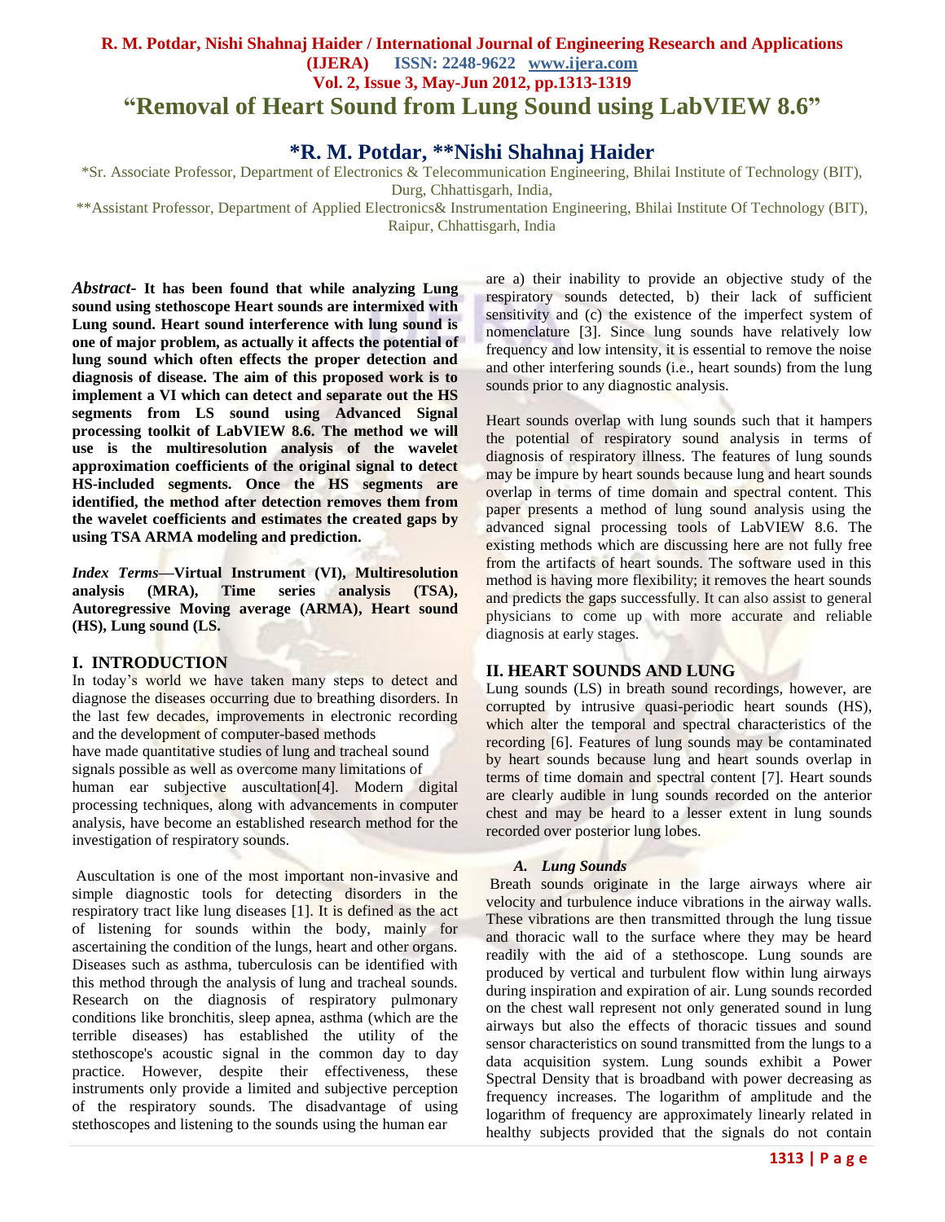# "Removal of Heart Sound from Lung Sound using LabVIEW 8.6"

## \*R. M. Potdar, \*\*Nishi Shahnaj Haider

\*Sr. Associate Professor, Department of Electronics & Telecommunication Engineering, Bhilai Institute of Technology (BIT), Durg, Chhattisgarh, India,

\*\*Assistant Professor, Department of Applied Electronics& Instrumentation Engineering, Bhilai Institute Of Technology (BIT), Raipur, Chhattisgarh, India

***Abstract-*** **It has been found that while analyzing Lung sound using stethoscope Heart sounds are intermixed with Lung sound. Heart sound interference with lung sound is one of major problem, as actually it affects the potential of lung sound which often effects the proper detection and diagnosis of disease. The aim of this proposed work is to implement a VI which can detect and separate out the HS segments from LS sound using Advanced Signal processing toolkit of LabVIEW 8.6. The method we will use is the multiresolution analysis of the wavelet approximation coefficients of the original signal to detect HS-included segments. Once the HS segments are identified, the method after detection removes them from the wavelet coefficients and estimates the created gaps by using TSA ARMA modeling and prediction.**

***Index Terms*—Virtual Instrument (VI), Multiresolution analysis (MRA), Time series analysis (TSA), Autoregressive Moving average (ARMA), Heart sound (HS), Lung sound (LS.**

## I. INTRODUCTION

In today's world we have taken many steps to detect and diagnose the diseases occurring due to breathing disorders. In the last few decades, improvements in electronic recording and the development of computer-based methods have made quantitative studies of lung and tracheal sound signals possible as well as overcome many limitations of human ear subjective auscultation[4]. Modern digital processing techniques, along with advancements in computer analysis, have become an established research method for the investigation of respiratory sounds.

Auscultation is one of the most important non-invasive and simple diagnostic tools for detecting disorders in the respiratory tract like lung diseases [1]. It is defined as the act of listening for sounds within the body, mainly for ascertaining the condition of the lungs, heart and other organs. Diseases such as asthma, tuberculosis can be identified with this method through the analysis of lung and tracheal sounds. Research on the diagnosis of respiratory pulmonary conditions like bronchitis, sleep apnea, asthma (which are the terrible diseases) has established the utility of the stethoscope's acoustic signal in the common day to day practice. However, despite their effectiveness, these instruments only provide a limited and subjective perception of the respiratory sounds. The disadvantage of using stethoscopes and listening to the sounds using the human ear are a) their inability to provide an objective study of the respiratory sounds detected, b) their lack of sufficient sensitivity and (c) the existence of the imperfect system of nomenclature [3]. Since lung sounds have relatively low frequency and low intensity, it is essential to remove the noise and other interfering sounds (i.e., heart sounds) from the lung sounds prior to any diagnostic analysis.

Heart sounds overlap with lung sounds such that it hampers the potential of respiratory sound analysis in terms of diagnosis of respiratory illness. The features of lung sounds may be impure by heart sounds because lung and heart sounds overlap in terms of time domain and spectral content. This paper presents a method of lung sound analysis using the advanced signal processing tools of LabVIEW 8.6. The existing methods which are discussing here are not fully free from the artifacts of heart sounds. The software used in this method is having more flexibility; it removes the heart sounds and predicts the gaps successfully. It can also assist to general physicians to come up with more accurate and reliable diagnosis at early stages.

## II. HEART SOUNDS AND LUNG

Lung sounds (LS) in breath sound recordings, however, are corrupted by intrusive quasi-periodic heart sounds (HS), which alter the temporal and spectral characteristics of the recording [6]. Features of lung sounds may be contaminated by heart sounds because lung and heart sounds overlap in terms of time domain and spectral content [7]. Heart sounds are clearly audible in lung sounds recorded on the anterior chest and may be heard to a lesser extent in lung sounds recorded over posterior lung lobes.

### *A. Lung Sounds*

Breath sounds originate in the large airways where air velocity and turbulence induce vibrations in the airway walls. These vibrations are then transmitted through the lung tissue and thoracic wall to the surface where they may be heard readily with the aid of a stethoscope. Lung sounds are produced by vertical and turbulent flow within lung airways during inspiration and expiration of air. Lung sounds recorded on the chest wall represent not only generated sound in lung airways but also the effects of thoracic tissues and sound sensor characteristics on sound transmitted from the lungs to a data acquisition system. Lung sounds exhibit a Power Spectral Density that is broadband with power decreasing as frequency increases. The logarithm of amplitude and the logarithm of frequency are approximately linearly related in healthy subjects provided that the signals do not contain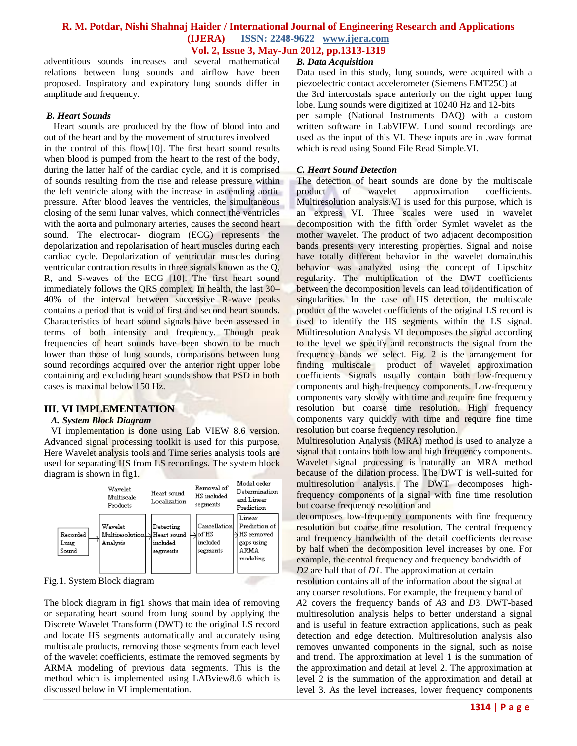adventitious sounds increases and several mathematical relations between lung sounds and airflow have been proposed. Inspiratory and expiratory lung sounds differ in amplitude and frequency.

### *B. Heart Sounds*

Heart sounds are produced by the flow of blood into and out of the heart and by the movement of structures involved in the control of this flow[10]. The first heart sound results when blood is pumped from the heart to the rest of the body, during the latter half of the cardiac cycle, and it is comprised of sounds resulting from the rise and release pressure within the left ventricle along with the increase in ascending aortic pressure. After blood leaves the ventricles, the simultaneous closing of the semi lunar valves, which connect the ventricles with the aorta and pulmonary arteries, causes the second heart sound. The electrocar- diogram (ECG) represents the depolarization and repolarisation of heart muscles during each cardiac cycle. Depolarization of ventricular muscles during ventricular contraction results in three signals known as the Q, R, and S-waves of the ECG [10]. The first heart sound immediately follows the QRS complex. In health, the last 30–40% of the interval between successive R-wave peaks contains a period that is void of first and second heart sounds. Characteristics of heart sound signals have been assessed in terms of both intensity and frequency. Though peak frequencies of heart sounds have been shown to be much lower than those of lung sounds, comparisons between lung sound recordings acquired over the anterior right upper lobe containing and excluding heart sounds show that PSD in both cases is maximal below 150 Hz.

## III. VI IMPLEMENTATION

### *A. System Block Diagram*

VI implementation is done using Lab VIEW 8.6 version. Advanced signal processing toolkit is used for this purpose. Here Wavelet analysis tools and Time series analysis tools are used for separating HS from LS recordings. The system block diagram is shown in fig1.

| | Wavelet Multiscale Products | Heart sound Localization | Removal of HS included segments | Model order Determination and Linear Prediction |
|---|---|---|---|---|
| Recorded Lung Sound → | Wavelet Multiresolution Analysis → | Detecting Heart sound included segments → | Cancellation of HS included segments → | Linear Prediction of HS removed gaps using ARMA modeling |

Fig.1. System Block diagram

The block diagram in fig1 shows that main idea of removing or separating heart sound from lung sound by applying the Discrete Wavelet Transform (DWT) to the original LS record and locate HS segments automatically and accurately using multiscale products, removing those segments from each level of the wavelet coefficients, estimate the removed segments by ARMA modeling of previous data segments. This is the method which is implemented using LABview8.6 which is discussed below in VI implementation.

### *B. Data Acquisition*

Data used in this study, lung sounds, were acquired with a piezoelectric contact accelerometer (Siemens EMT25C) at the 3rd intercostals space anteriorly on the right upper lung lobe. Lung sounds were digitized at 10240 Hz and 12-bits per sample (National Instruments DAQ) with a custom written software in LabVIEW. Lund sound recordings are used as the input of this VI. These inputs are in .wav format which is read using Sound File Read Simple.VI.

### *C. Heart Sound Detection*

The detection of heart sounds are done by the multiscale product of wavelet approximation coefficients. Multiresolution analysis.VI is used for this purpose, which is an express VI. Three scales were used in wavelet decomposition with the fifth order Symlet wavelet as the mother wavelet. The product of two adjacent decomposition bands presents very interesting properties. Signal and noise have totally different behavior in the wavelet domain.this behavior was analyzed using the concept of Lipschitz regularity. The multiplication of the DWT coefficients between the decomposition levels can lead to identification of singularities. In the case of HS detection, the multiscale product of the wavelet coefficients of the original LS record is used to identify the HS segments within the LS signal. Multiresolution Analysis VI decomposes the signal according to the level we specify and reconstructs the signal from the frequency bands we select. Fig. 2 is the arrangement for finding multiscale product of wavelet approximation coefficients Signals usually contain both low-frequency components and high-frequency components. Low-frequency components vary slowly with time and require fine frequency resolution but coarse time resolution. High frequency components vary quickly with time and require fine time resolution but coarse frequency resolution.

Multiresolution Analysis (MRA) method is used to analyze a signal that contains both low and high frequency components. Wavelet signal processing is naturally an MRA method because of the dilation process. The DWT is well-suited for multiresolution analysis. The DWT decomposes high-frequency components of a signal with fine time resolution but coarse frequency resolution and decomposes low-frequency components with fine frequency resolution but coarse time resolution. The central frequency and frequency bandwidth of the detail coefficients decrease by half when the decomposition level increases by one. For example, the central frequency and frequency bandwidth of $D2$ are half that of $D1$. The approximation at certain resolution contains all of the information about the signal at any coarser resolutions. For example, the frequency band of $A2$ covers the frequency bands of $A3$ and $D3$. DWT-based multiresolution analysis helps to better understand a signal and is useful in feature extraction applications, such as peak detection and edge detection. Multiresolution analysis also removes unwanted components in the signal, such as noise and trend. The approximation at level 1 is the summation of the approximation and detail at level 2. The approximation at level 2 is the summation of the approximation and detail at level 3. As the level increases, lower frequency components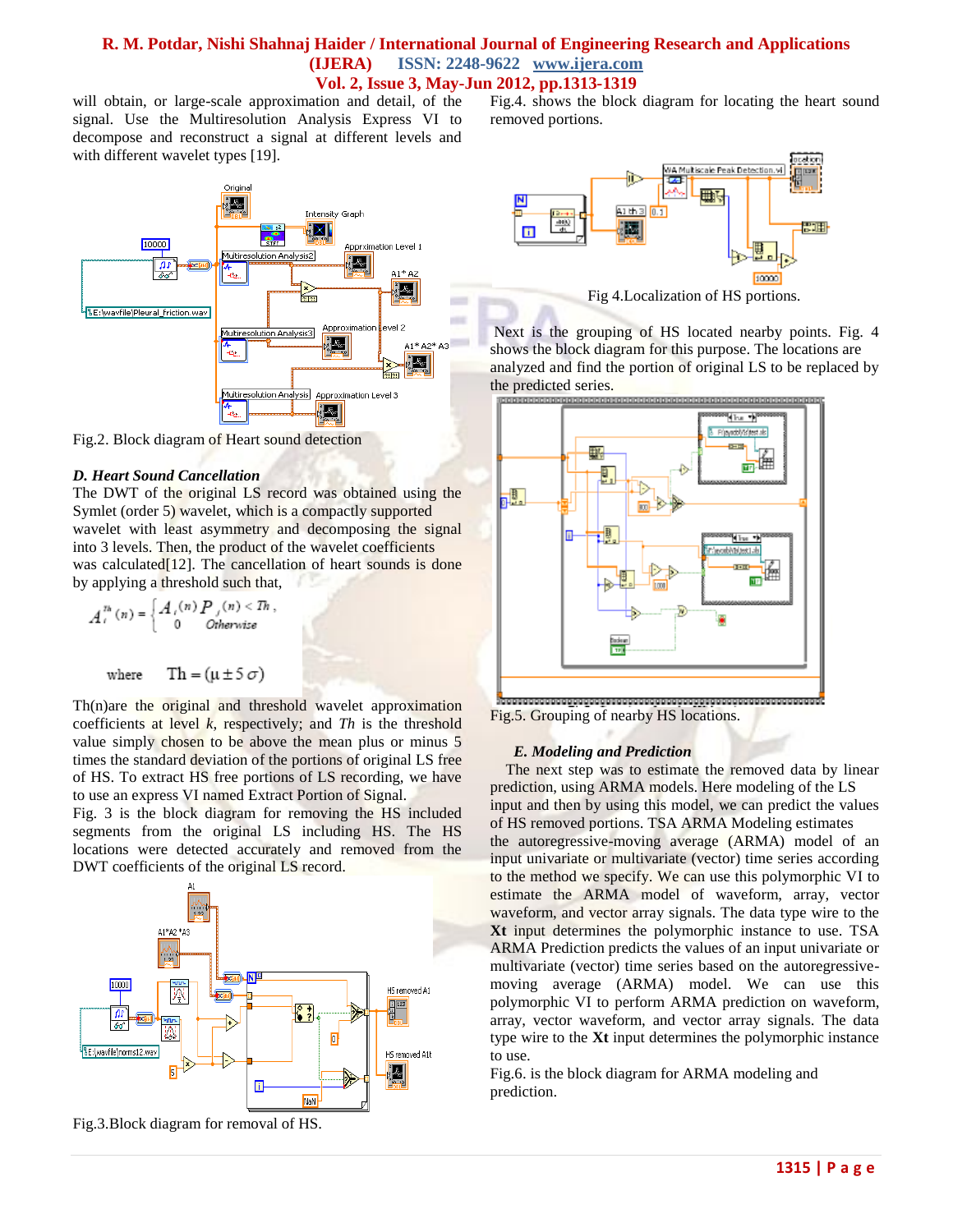will obtain, or large-scale approximation and detail, of the signal. Use the Multiresolution Analysis Express VI to decompose and reconstruct a signal at different levels and with different wavelet types [19].

Fig.2. Block diagram of Heart sound detection

### *D. Heart Sound Cancellation*

The DWT of the original LS record was obtained using the Symlet (order 5) wavelet, which is a compactly supported wavelet with least asymmetry and decomposing the signal into 3 levels. Then, the product of the wavelet coefficients was calculated[12]. The cancellation of heart sounds is done by applying a threshold such that,

$$A_i^{Th}(n) = \begin{cases} A_i(n) & P_j(n) < Th, \\ 0 & Otherwise \end{cases}$$

$$\text{where} \quad Th = (\mu \pm 5\,\sigma)$$

Th(n)are the original and threshold wavelet approximation coefficients at level *k*, respectively; and *Th* is the threshold value simply chosen to be above the mean plus or minus 5 times the standard deviation of the portions of original LS free of HS. To extract HS free portions of LS recording, we have to use an express VI named Extract Portion of Signal.

Fig. 3 is the block diagram for removing the HS included segments from the original LS including HS. The HS locations were detected accurately and removed from the DWT coefficients of the original LS record.

Fig.3.Block diagram for removal of HS.

Fig.4. shows the block diagram for locating the heart sound removed portions.

Fig 4.Localization of HS portions.

Next is the grouping of HS located nearby points. Fig. 4 shows the block diagram for this purpose. The locations are analyzed and find the portion of original LS to be replaced by the predicted series.

Fig.5. Grouping of nearby HS locations.

### *E. Modeling and Prediction*

The next step was to estimate the removed data by linear prediction, using ARMA models. Here modeling of the LS input and then by using this model, we can predict the values of HS removed portions. TSA ARMA Modeling estimates the autoregressive-moving average (ARMA) model of an input univariate or multivariate (vector) time series according to the method we specify. We can use this polymorphic VI to estimate the ARMA model of waveform, array, vector waveform, and vector array signals. The data type wire to the **Xt** input determines the polymorphic instance to use. TSA ARMA Prediction predicts the values of an input univariate or multivariate (vector) time series based on the autoregressive-moving average (ARMA) model. We can use this polymorphic VI to perform ARMA prediction on waveform, array, vector waveform, and vector array signals. The data type wire to the **Xt** input determines the polymorphic instance to use.

Fig.6. is the block diagram for ARMA modeling and prediction.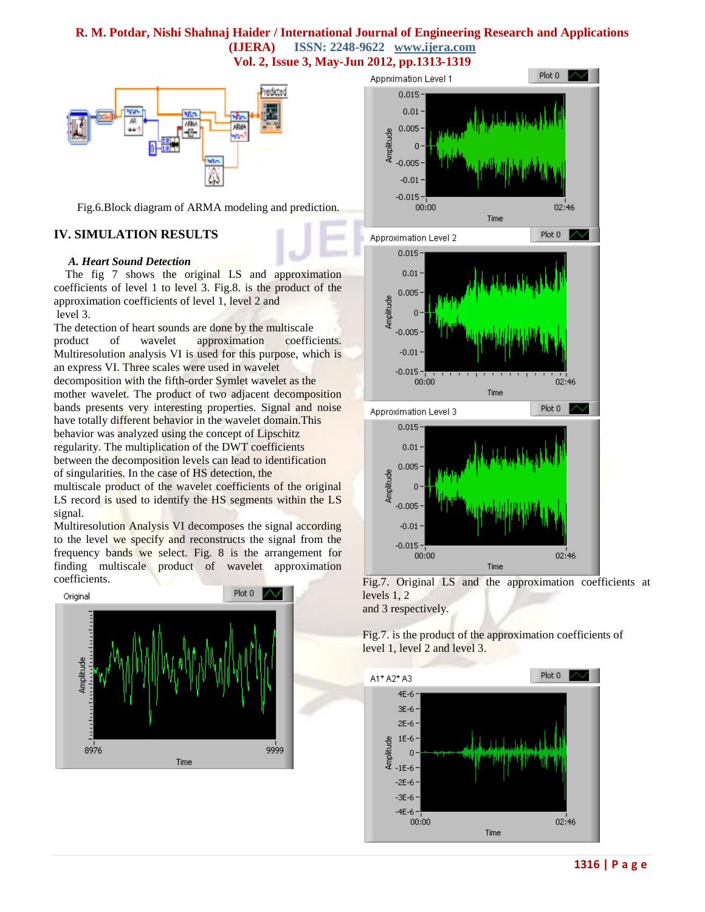Fig.6.Block diagram of ARMA modeling and prediction.

## IV. SIMULATION RESULTS

### *A. Heart Sound Detection*

The fig 7 shows the original LS and approximation coefficients of level 1 to level 3. Fig.8. is the product of the approximation coefficients of level 1, level 2 and level 3.

The detection of heart sounds are done by the multiscale product of wavelet approximation coefficients. Multiresolution analysis VI is used for this purpose, which is an express VI. Three scales were used in wavelet decomposition with the fifth-order Symlet wavelet as the mother wavelet. The product of two adjacent decomposition bands presents very interesting properties. Signal and noise have totally different behavior in the wavelet domain.This behavior was analyzed using the concept of Lipschitz regularity. The multiplication of the DWT coefficients between the decomposition levels can lead to identification of singularities. In the case of HS detection, the multiscale product of the wavelet coefficients of the original LS record is used to identify the HS segments within the LS signal.

Multiresolution Analysis VI decomposes the signal according to the level we specify and reconstructs the signal from the frequency bands we select. Fig. 8 is the arrangement for finding multiscale product of wavelet approximation coefficients.

Fig.7. Original LS and the approximation coefficients at levels 1, 2 and 3 respectively.

Fig.7. is the product of the approximation coefficients of level 1, level 2 and level 3.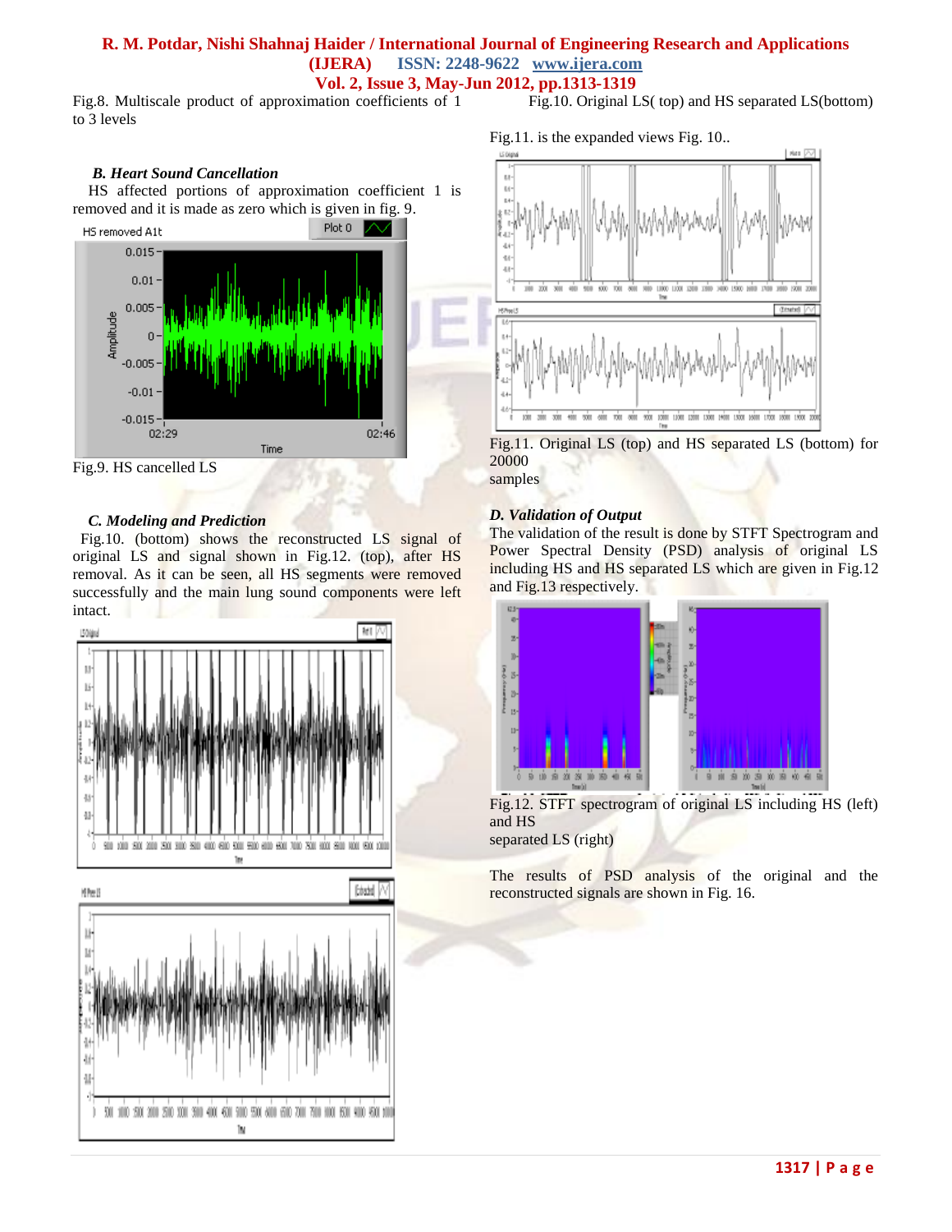Fig.8. Multiscale product of approximation coefficients of 1 to 3 levels

### *B. Heart Sound Cancellation*

HS affected portions of approximation coefficient 1 is removed and it is made as zero which is given in fig. 9.

Fig.9. HS cancelled LS

### *C. Modeling and Prediction*

Fig.10. (bottom) shows the reconstructed LS signal of original LS and signal shown in Fig.12. (top), after HS removal. As it can be seen, all HS segments were removed successfully and the main lung sound components were left intact.

Fig.10. Original LS( top) and HS separated LS(bottom)

Fig.11. is the expanded views Fig. 10..

Fig.11. Original LS (top) and HS separated LS (bottom) for 20000 samples

### *D. Validation of Output*

The validation of the result is done by STFT Spectrogram and Power Spectral Density (PSD) analysis of original LS including HS and HS separated LS which are given in Fig.12 and Fig.13 respectively.

Fig.12. STFT spectrogram of original LS including HS (left) and HS separated LS (right)

The results of PSD analysis of the original and the reconstructed signals are shown in Fig. 16.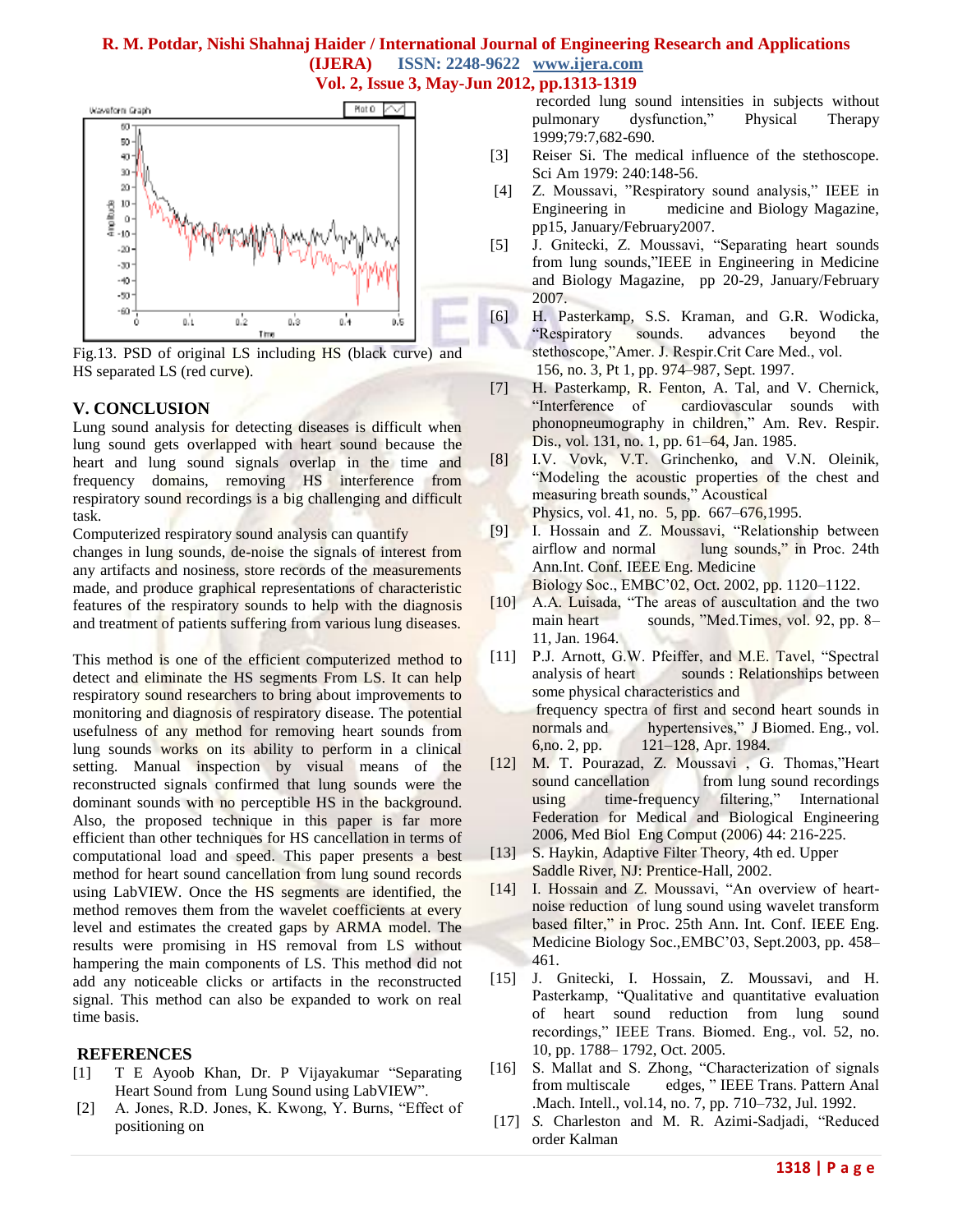Fig.13. PSD of original LS including HS (black curve) and HS separated LS (red curve).

## V. CONCLUSION

Lung sound analysis for detecting diseases is difficult when lung sound gets overlapped with heart sound because the heart and lung sound signals overlap in the time and frequency domains, removing HS interference from respiratory sound recordings is a big challenging and difficult task.

Computerized respiratory sound analysis can quantify changes in lung sounds, de-noise the signals of interest from any artifacts and nosiness, store records of the measurements made, and produce graphical representations of characteristic features of the respiratory sounds to help with the diagnosis and treatment of patients suffering from various lung diseases.

This method is one of the efficient computerized method to detect and eliminate the HS segments From LS. It can help respiratory sound researchers to bring about improvements to monitoring and diagnosis of respiratory disease. The potential usefulness of any method for removing heart sounds from lung sounds works on its ability to perform in a clinical setting. Manual inspection by visual means of the reconstructed signals confirmed that lung sounds were the dominant sounds with no perceptible HS in the background. Also, the proposed technique in this paper is far more efficient than other techniques for HS cancellation in terms of computational load and speed. This paper presents a best method for heart sound cancellation from lung sound records using LabVIEW. Once the HS segments are identified, the method removes them from the wavelet coefficients at every level and estimates the created gaps by ARMA model. The results were promising in HS removal from LS without hampering the main components of LS. This method did not add any noticeable clicks or artifacts in the reconstructed signal. This method can also be expanded to work on real time basis.

## REFERENCES

[1] T E Ayoob Khan, Dr. P Vijayakumar "Separating Heart Sound from Lung Sound using LabVIEW".

[2] A. Jones, R.D. Jones, K. Kwong, Y. Burns, "Effect of positioning on recorded lung sound intensities in subjects without pulmonary dysfunction," Physical Therapy 1999;79:7,682-690.

[3] Reiser Si. The medical influence of the stethoscope. Sci Am 1979: 240:148-56.

[4] Z. Moussavi, "Respiratory sound analysis," IEEE in Engineering in medicine and Biology Magazine, pp15, January/February2007.

[5] J. Gnitecki, Z. Moussavi, "Separating heart sounds from lung sounds,"IEEE in Engineering in Medicine and Biology Magazine, pp 20-29, January/February 2007.

[6] H. Pasterkamp, S.S. Kraman, and G.R. Wodicka, "Respiratory sounds. advances beyond the stethoscope,"Amer. J. Respir.Crit Care Med., vol. 156, no. 3, Pt 1, pp. 974–987, Sept. 1997.

[7] H. Pasterkamp, R. Fenton, A. Tal, and V. Chernick, "Interference of cardiovascular sounds with phonopneumography in children," Am. Rev. Respir. Dis., vol. 131, no. 1, pp. 61–64, Jan. 1985.

[8] I.V. Vovk, V.T. Grinchenko, and V.N. Oleinik, "Modeling the acoustic properties of the chest and measuring breath sounds," Acoustical Physics, vol. 41, no. 5, pp. 667–676,1995.

[9] I. Hossain and Z. Moussavi, "Relationship between airflow and normal lung sounds," in Proc. 24th Ann.Int. Conf. IEEE Eng. Medicine Biology Soc., EMBC'02, Oct. 2002, pp. 1120–1122.

[10] A.A. Luisada, "The areas of auscultation and the two main heart sounds, "Med.Times, vol. 92, pp. 8–11, Jan. 1964.

[11] P.J. Arnott, G.W. Pfeiffer, and M.E. Tavel, "Spectral analysis of heart sounds : Relationships between some physical characteristics and frequency spectra of first and second heart sounds in normals and hypertensives," J Biomed. Eng., vol. 6,no. 2, pp. 121–128, Apr. 1984.

[12] M. T. Pourazad, Z. Moussavi , G. Thomas,"Heart sound cancellation from lung sound recordings using time-frequency filtering," International Federation for Medical and Biological Engineering 2006, Med Biol Eng Comput (2006) 44: 216-225.

[13] S. Haykin, Adaptive Filter Theory, 4th ed. Upper Saddle River, NJ: Prentice-Hall, 2002.

[14] I. Hossain and Z. Moussavi, "An overview of heart-noise reduction of lung sound using wavelet transform based filter," in Proc. 25th Ann. Int. Conf. IEEE Eng. Medicine Biology Soc.,EMBC'03, Sept.2003, pp. 458–461.

[15] J. Gnitecki, I. Hossain, Z. Moussavi, and H. Pasterkamp, "Qualitative and quantitative evaluation of heart sound reduction from lung sound recordings," IEEE Trans. Biomed. Eng., vol. 52, no. 10, pp. 1788– 1792, Oct. 2005.

[16] S. Mallat and S. Zhong, "Characterization of signals from multiscale edges, " IEEE Trans. Pattern Anal .Mach. Intell., vol.14, no. 7, pp. 710–732, Jul. 1992.

[17] S. Charleston and M. R. Azimi-Sadjadi, "Reduced order Kalman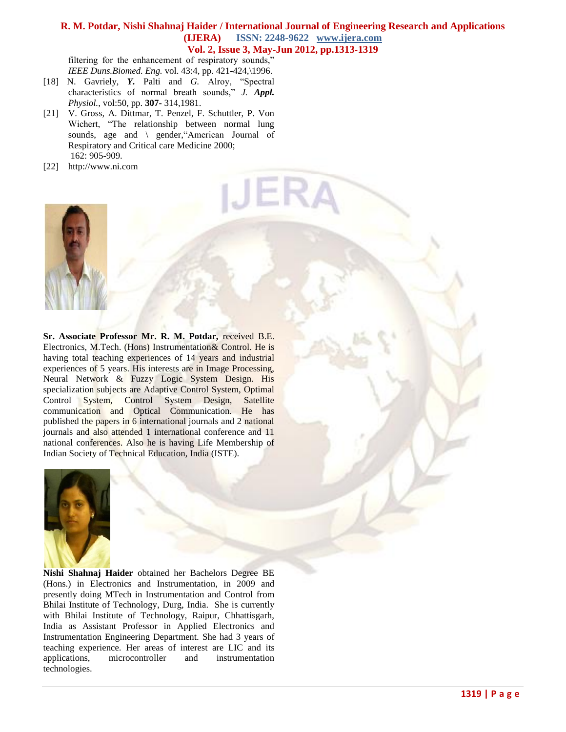filtering for the enhancement of respiratory sounds," *IEEE Duns.Biomed. Eng.* vol. 43:4, pp. 421-424,\1996.

[18] N. Gavriely, ***Y.*** Palti and *G.* Alroy, "Spectral characteristics of normal breath sounds," *J.* ***Appl.*** *Physiol.,* vol:50, pp. **307-** 314,1981.

[21] V. Gross, A. Dittmar, T. Penzel, F. Schuttler, P. Von Wichert, "The relationship between normal lung sounds, age and \ gender,"American Journal of Respiratory and Critical care Medicine 2000; 162: 905-909.

[22] http://www.ni.com

**Sr. Associate Professor Mr. R. M. Potdar,** received B.E. Electronics, M.Tech. (Hons) Instrumentation& Control. He is having total teaching experiences of 14 years and industrial experiences of 5 years. His interests are in Image Processing, Neural Network & Fuzzy Logic System Design. His specialization subjects are Adaptive Control System, Optimal Control System, Control System Design, Satellite communication and Optical Communication. He has published the papers in 6 international journals and 2 national journals and also attended 1 international conference and 11 national conferences. Also he is having Life Membership of Indian Society of Technical Education, India (ISTE).

**Nishi Shahnaj Haider** obtained her Bachelors Degree BE (Hons.) in Electronics and Instrumentation, in 2009 and presently doing MTech in Instrumentation and Control from Bhilai Institute of Technology, Durg, India. She is currently with Bhilai Institute of Technology, Raipur, Chhattisgarh, India as Assistant Professor in Applied Electronics and Instrumentation Engineering Department. She had 3 years of teaching experience. Her areas of interest are LIC and its applications, microcontroller and instrumentation technologies.